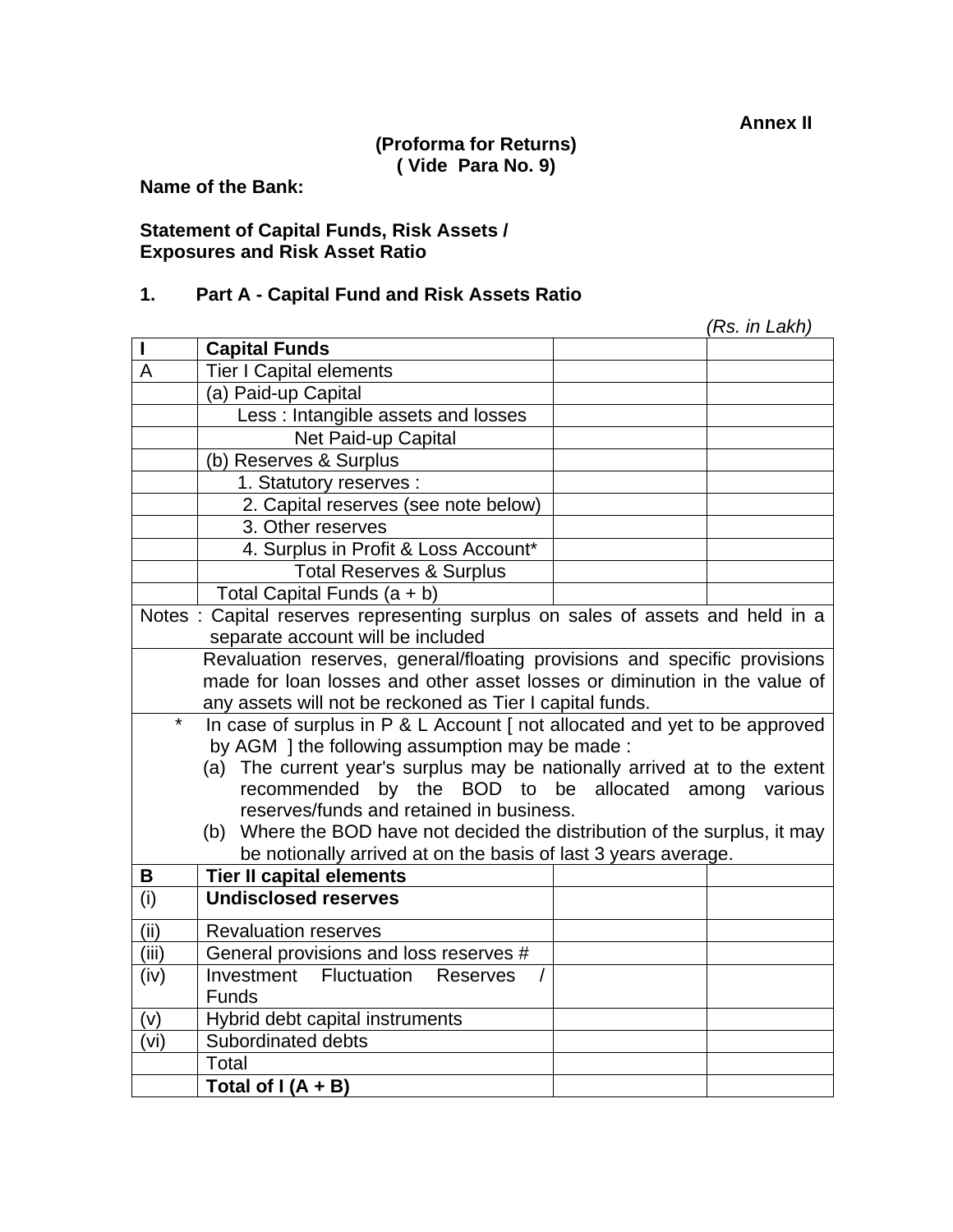**Annex II**

**(Proforma for Returns)**
**( Vide Para No. 9)**

**Name of the Bank:**

**Statement of Capital Funds, Risk Assets / Exposures and Risk Asset Ratio**

**1. Part A - Capital Fund and Risk Assets Ratio**

*(Rs. in Lakh)*

| I | **Capital Funds** | | |
|---|---|---|---|
| A | Tier I Capital elements | | |
| | (a) Paid-up Capital | | |
| | Less : Intangible assets and losses | | |
| | Net Paid-up Capital | | |
| | (b) Reserves & Surplus | | |
| | 1. Statutory reserves : | | |
| | 2. Capital reserves (see note below) | | |
| | 3. Other reserves | | |
| | 4. Surplus in Profit & Loss Account* | | |
| | Total Reserves & Surplus | | |
| | Total Capital Funds (a + b) | | |
| Notes : Capital reserves representing surplus on sales of assets and held in a separate account will be included | | | |
| | Revaluation reserves, general/floating provisions and specific provisions made for loan losses and other asset losses or diminution in the value of any assets will not be reckoned as Tier I capital funds. | | |
| * | In case of surplus in P & L Account [ not allocated and yet to be approved by AGM ] the following assumption may be made : (a) The current year's surplus may be nationally arrived at to the extent recommended by the BOD to be allocated among various reserves/funds and retained in business. (b) Where the BOD have not decided the distribution of the surplus, it may be notionally arrived at on the basis of last 3 years average. | | |
| **B** | **Tier II capital elements** | | |
| (i) | **Undisclosed reserves** | | |
| (ii) | Revaluation reserves | | |
| (iii) | General provisions and loss reserves # | | |
| (iv) | Investment Fluctuation Reserves / Funds | | |
| (v) | Hybrid debt capital instruments | | |
| (vi) | Subordinated debts | | |
| | Total | | |
| | **Total of I (A + B)** | | |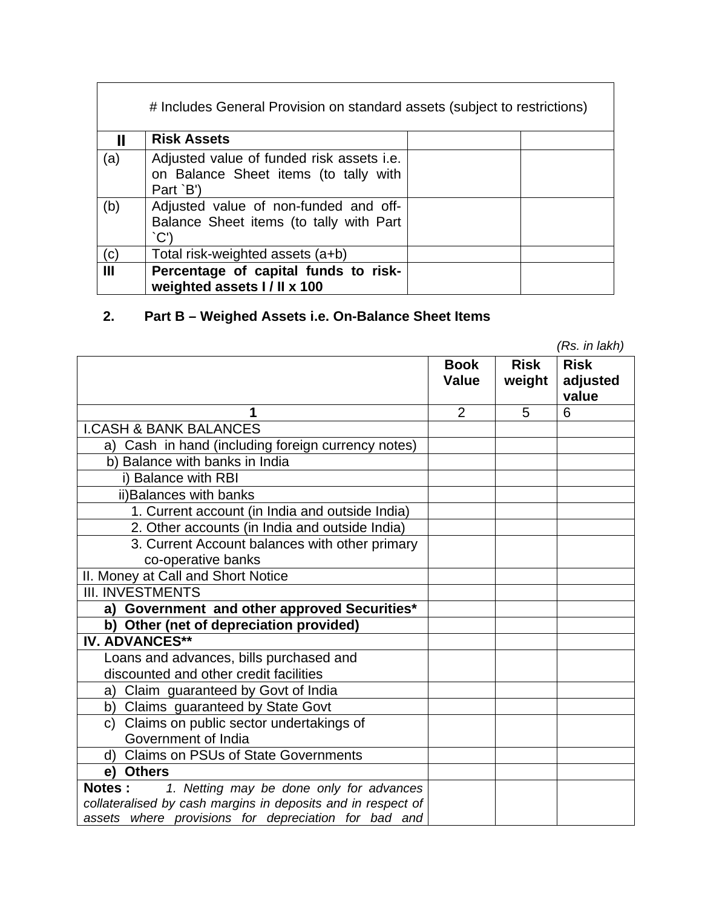| | # Includes General Provision on standard assets (subject to restrictions) | | |
|---|---|---|---|
| **II** | **Risk Assets** | | |
| (a) | Adjusted value of funded risk assets i.e. on Balance Sheet items (to tally with Part `B') | | |
| (b) | Adjusted value of non-funded and off-Balance Sheet items (to tally with Part `C') | | |
| (c) | Total risk-weighted assets (a+b) | | |
| **III** | **Percentage of capital funds to risk-weighted assets I / II x 100** | | |

**2. Part B – Weighed Assets i.e. On-Balance Sheet Items**

*(Rs. in lakh)*

| | **Book Value** | **Risk weight** | **Risk adjusted value** |
|---|---|---|---|
| **1** | 2 | 5 | 6 |
| I.CASH & BANK BALANCES | | | |
| a) Cash in hand (including foreign currency notes) | | | |
| b) Balance with banks in India | | | |
| i) Balance with RBI | | | |
| ii)Balances with banks | | | |
| 1. Current account (in India and outside India) | | | |
| 2. Other accounts (in India and outside India) | | | |
| 3. Current Account balances with other primary co-operative banks | | | |
| II. Money at Call and Short Notice | | | |
| III. INVESTMENTS | | | |
| **a) Government and other approved Securities*** | | | |
| **b) Other (net of depreciation provided)** | | | |
| **IV. ADVANCES**** | | | |
| Loans and advances, bills purchased and discounted and other credit facilities | | | |
| a) Claim guaranteed by Govt of India | | | |
| b) Claims guaranteed by State Govt | | | |
| c) Claims on public sector undertakings of Government of India | | | |
| d) Claims on PSUs of State Governments | | | |
| **e) Others** | | | |
| **Notes :** *1. Netting may be done only for advances collateralised by cash margins in deposits and in respect of assets where provisions for depreciation for bad and* | | | |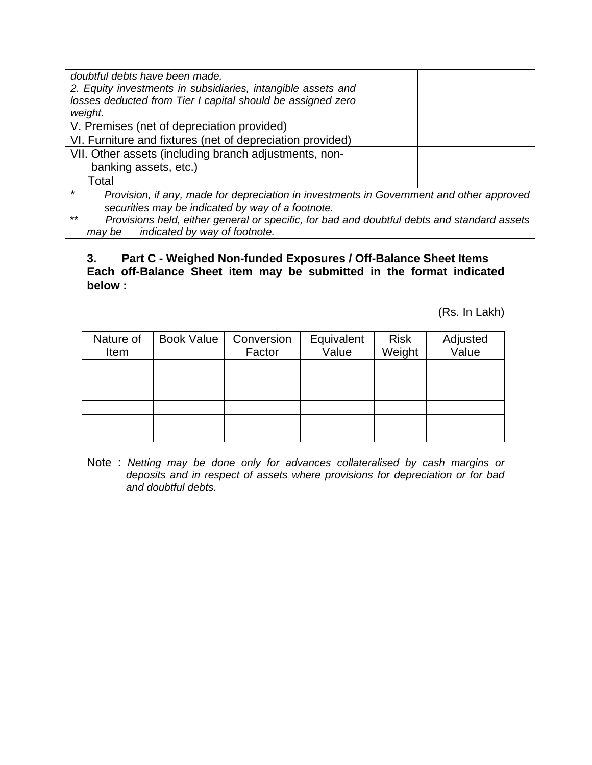| | | | |
|---|---|---|---|
| *doubtful debts have been made.*<br>*2. Equity investments in subsidiaries, intangible assets and losses deducted from Tier I capital should be assigned zero weight.* | | | |
| V. Premises (net of depreciation provided) | | | |
| VI. Furniture and fixtures (net of depreciation provided) | | | |
| VII. Other assets (including branch adjustments, non-banking assets, etc.) | | | |
| Total | | | |

\* *Provision, if any, made for depreciation in investments in Government and other approved securities may be indicated by way of a footnote.*

\*\* *Provisions held, either general or specific, for bad and doubtful debts and standard assets may be indicated by way of footnote.*

**3. Part C - Weighed Non-funded Exposures / Off-Balance Sheet Items**
**Each off-Balance Sheet item may be submitted in the format indicated below :**

(Rs. In Lakh)

| Nature of Item | Book Value | Conversion Factor | Equivalent Value | Risk Weight | Adjusted Value |
|---|---|---|---|---|---|
| | | | | | |
| | | | | | |
| | | | | | |
| | | | | | |
| | | | | | |
| | | | | | |

Note : *Netting may be done only for advances collateralised by cash margins or deposits and in respect of assets where provisions for depreciation or for bad and doubtful debts.*